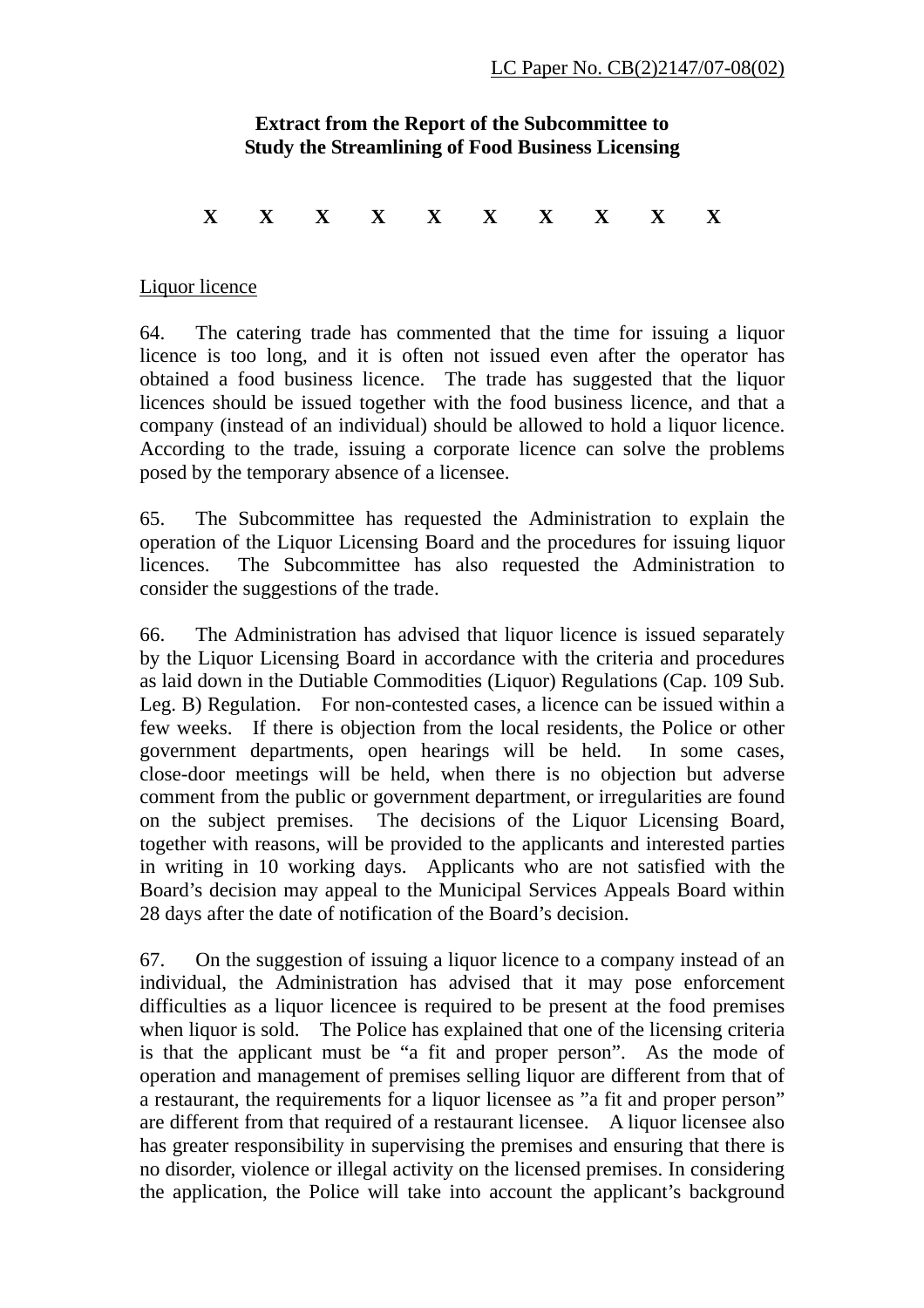LC Paper No. CB(2)2147/07-08(02)

**Extract from the Report of the Subcommittee to Study the Streamlining of Food Business Licensing**

**X X X X X X X X X X**

Liquor licence

64. The catering trade has commented that the time for issuing a liquor licence is too long, and it is often not issued even after the operator has obtained a food business licence. The trade has suggested that the liquor licences should be issued together with the food business licence, and that a company (instead of an individual) should be allowed to hold a liquor licence. According to the trade, issuing a corporate licence can solve the problems posed by the temporary absence of a licensee.

65. The Subcommittee has requested the Administration to explain the operation of the Liquor Licensing Board and the procedures for issuing liquor licences. The Subcommittee has also requested the Administration to consider the suggestions of the trade.

66. The Administration has advised that liquor licence is issued separately by the Liquor Licensing Board in accordance with the criteria and procedures as laid down in the Dutiable Commodities (Liquor) Regulations (Cap. 109 Sub. Leg. B) Regulation. For non-contested cases, a licence can be issued within a few weeks. If there is objection from the local residents, the Police or other government departments, open hearings will be held. In some cases, close-door meetings will be held, when there is no objection but adverse comment from the public or government department, or irregularities are found on the subject premises. The decisions of the Liquor Licensing Board, together with reasons, will be provided to the applicants and interested parties in writing in 10 working days. Applicants who are not satisfied with the Board's decision may appeal to the Municipal Services Appeals Board within 28 days after the date of notification of the Board's decision.

67. On the suggestion of issuing a liquor licence to a company instead of an individual, the Administration has advised that it may pose enforcement difficulties as a liquor licencee is required to be present at the food premises when liquor is sold. The Police has explained that one of the licensing criteria is that the applicant must be "a fit and proper person". As the mode of operation and management of premises selling liquor are different from that of a restaurant, the requirements for a liquor licensee as "a fit and proper person" are different from that required of a restaurant licensee. A liquor licensee also has greater responsibility in supervising the premises and ensuring that there is no disorder, violence or illegal activity on the licensed premises. In considering the application, the Police will take into account the applicant's background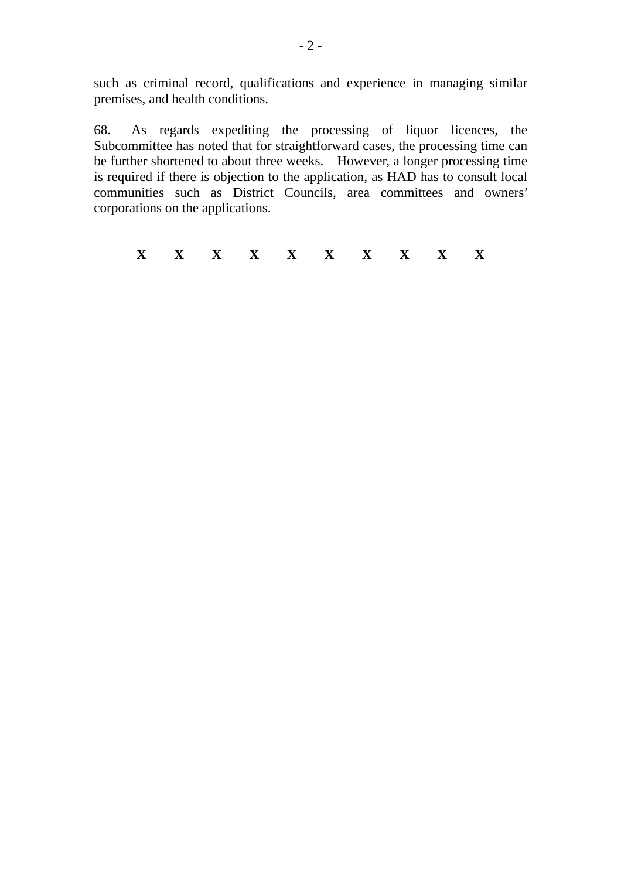such as criminal record, qualifications and experience in managing similar premises, and health conditions.

68. As regards expediting the processing of liquor licences, the Subcommittee has noted that for straightforward cases, the processing time can be further shortened to about three weeks. However, a longer processing time is required if there is objection to the application, as HAD has to consult local communities such as District Councils, area committees and owners' corporations on the applications.

X X X X X X X X X X